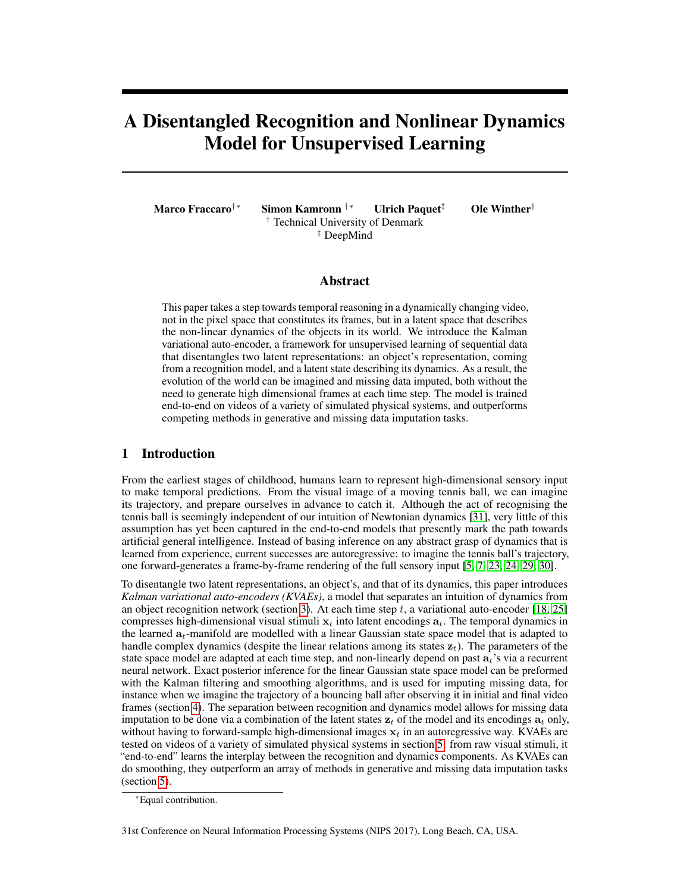# A Disentangled Recognition and Nonlinear Dynamics Model for Unsupervised Learning

**Marco Fraccaro**[†*] **Simon Kamronn**[†*] **Ulrich Paquet**[‡] **Ole Winther**[†]

[†] Technical University of Denmark

[‡] DeepMind

## Abstract

This paper takes a step towards temporal reasoning in a dynamically changing video, not in the pixel space that constitutes its frames, but in a latent space that describes the non-linear dynamics of the objects in its world. We introduce the Kalman variational auto-encoder, a framework for unsupervised learning of sequential data that disentangles two latent representations: an object's representation, coming from a recognition model, and a latent state describing its dynamics. As a result, the evolution of the world can be imagined and missing data imputed, both without the need to generate high dimensional frames at each time step. The model is trained end-to-end on videos of a variety of simulated physical systems, and outperforms competing methods in generative and missing data imputation tasks.

## 1 Introduction

From the earliest stages of childhood, humans learn to represent high-dimensional sensory input to make temporal predictions. From the visual image of a moving tennis ball, we can imagine its trajectory, and prepare ourselves in advance to catch it. Although the act of recognising the tennis ball is seemingly independent of our intuition of Newtonian dynamics [31], very little of this assumption has yet been captured in the end-to-end models that presently mark the path towards artificial general intelligence. Instead of basing inference on any abstract grasp of dynamics that is learned from experience, current successes are autoregressive: to imagine the tennis ball's trajectory, one forward-generates a frame-by-frame rendering of the full sensory input [5, 7, 23, 24, 29, 30].

To disentangle two latent representations, an object's, and that of its dynamics, this paper introduces *Kalman variational auto-encoders (KVAEs)*, a model that separates an intuition of dynamics from an object recognition network (section 3). At each time step $t$, a variational auto-encoder [18, 25] compresses high-dimensional visual stimuli $\mathbf{x}_t$ into latent encodings $\mathbf{a}_t$. The temporal dynamics in the learned $\mathbf{a}_t$-manifold are modelled with a linear Gaussian state space model that is adapted to handle complex dynamics (despite the linear relations among its states $\mathbf{z}_t$). The parameters of the state space model are adapted at each time step, and non-linearly depend on past $\mathbf{a}_t$'s via a recurrent neural network. Exact posterior inference for the linear Gaussian state space model can be preformed with the Kalman filtering and smoothing algorithms, and is used for imputing missing data, for instance when we imagine the trajectory of a bouncing ball after observing it in initial and final video frames (section 4). The separation between recognition and dynamics model allows for missing data imputation to be done via a combination of the latent states $\mathbf{z}_t$ of the model and its encodings $\mathbf{a}_t$ only, without having to forward-sample high-dimensional images $\mathbf{x}_t$ in an autoregressive way. KVAEs are tested on videos of a variety of simulated physical systems in section 5: from raw visual stimuli, it "end-to-end" learns the interplay between the recognition and dynamics components. As KVAEs can do smoothing, they outperform an array of methods in generative and missing data imputation tasks (section 5).

[*] Equal contribution.

31st Conference on Neural Information Processing Systems (NIPS 2017), Long Beach, CA, USA.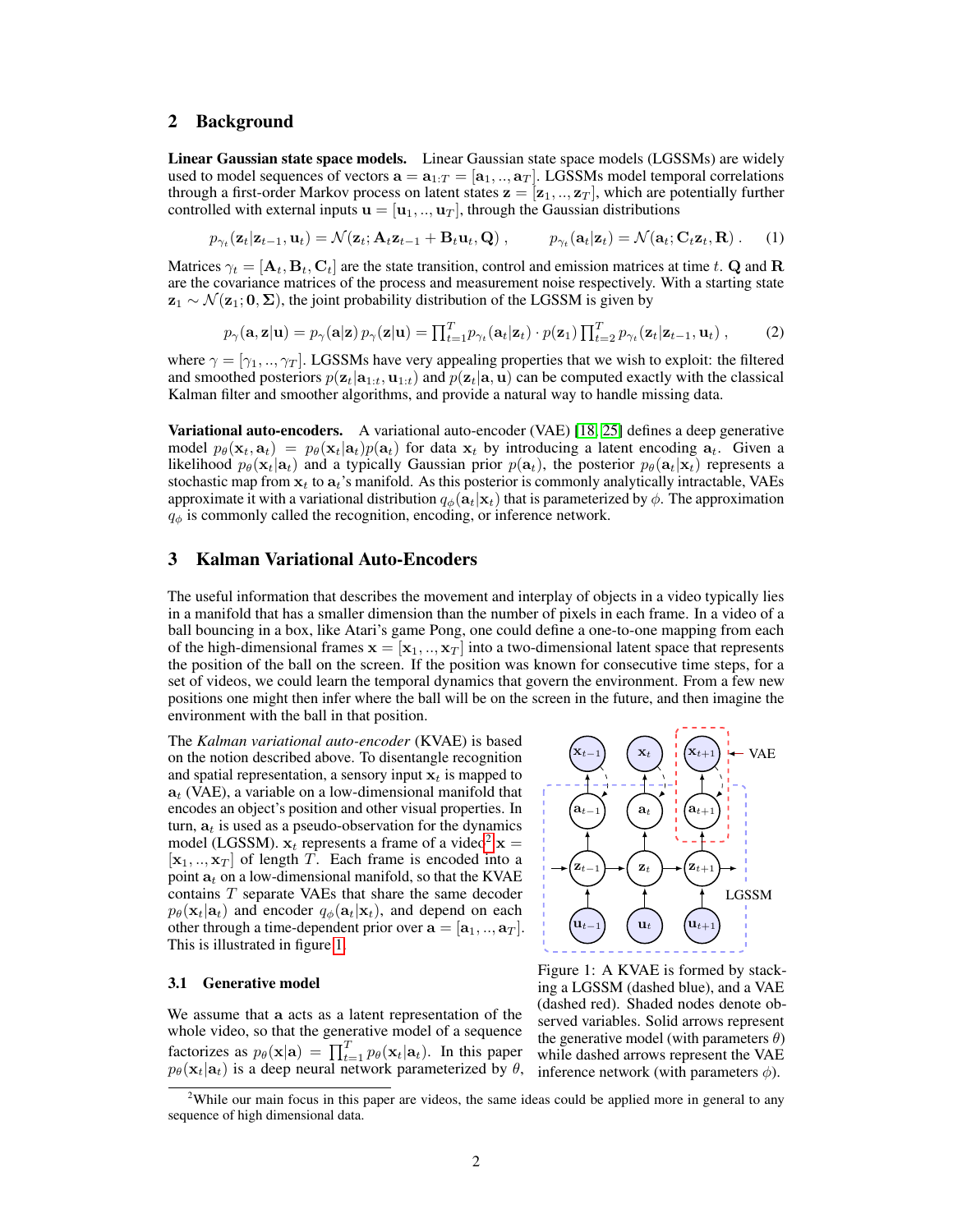## 2 Background

**Linear Gaussian state space models.** Linear Gaussian state space models (LGSSMs) are widely used to model sequences of vectors $\mathbf{a} = \mathbf{a}_{1:T} = [\mathbf{a}_1, .., \mathbf{a}_T]$. LGSSMs model temporal correlations through a first-order Markov process on latent states $\mathbf{z} = [\mathbf{z}_1, .., \mathbf{z}_T]$, which are potentially further controlled with external inputs $\mathbf{u} = [\mathbf{u}_1, .., \mathbf{u}_T]$, through the Gaussian distributions

$$p_{\gamma_t}(\mathbf{z}_t|\mathbf{z}_{t-1}, \mathbf{u}_t) = \mathcal{N}(\mathbf{z}_t; \mathbf{A}_t\mathbf{z}_{t-1} + \mathbf{B}_t\mathbf{u}_t, \mathbf{Q}) , \qquad p_{\gamma_t}(\mathbf{a}_t|\mathbf{z}_t) = \mathcal{N}(\mathbf{a}_t; \mathbf{C}_t\mathbf{z}_t, \mathbf{R}) . \quad (1)$$

Matrices $\gamma_t = [\mathbf{A}_t, \mathbf{B}_t, \mathbf{C}_t]$ are the state transition, control and emission matrices at time $t$. $\mathbf{Q}$ and $\mathbf{R}$ are the covariance matrices of the process and measurement noise respectively. With a starting state $\mathbf{z}_1 \sim \mathcal{N}(\mathbf{z}_1; \mathbf{0}, \mathbf{\Sigma})$, the joint probability distribution of the LGSSM is given by

$$p_\gamma(\mathbf{a}, \mathbf{z}|\mathbf{u}) = p_\gamma(\mathbf{a}|\mathbf{z})\, p_\gamma(\mathbf{z}|\mathbf{u}) = \textstyle\prod_{t=1}^{T} p_{\gamma_t}(\mathbf{a}_t|\mathbf{z}_t) \cdot p(\mathbf{z}_1) \prod_{t=2}^{T} p_{\gamma_t}(\mathbf{z}_t|\mathbf{z}_{t-1}, \mathbf{u}_t) , \quad (2)$$

where $\gamma = [\gamma_1, .., \gamma_T]$. LGSSMs have very appealing properties that we wish to exploit: the filtered and smoothed posteriors $p(\mathbf{z}_t|\mathbf{a}_{1:t}, \mathbf{u}_{1:t})$ and $p(\mathbf{z}_t|\mathbf{a}, \mathbf{u})$ can be computed exactly with the classical Kalman filter and smoother algorithms, and provide a natural way to handle missing data.

**Variational auto-encoders.** A variational auto-encoder (VAE) [18, 25] defines a deep generative model $p_\theta(\mathbf{x}_t, \mathbf{a}_t) = p_\theta(\mathbf{x}_t|\mathbf{a}_t)p(\mathbf{a}_t)$ for data $\mathbf{x}_t$ by introducing a latent encoding $\mathbf{a}_t$. Given a likelihood $p_\theta(\mathbf{x}_t|\mathbf{a}_t)$ and a typically Gaussian prior $p(\mathbf{a}_t)$, the posterior $p_\theta(\mathbf{a}_t|\mathbf{x}_t)$ represents a stochastic map from $\mathbf{x}_t$ to $\mathbf{a}_t$'s manifold. As this posterior is commonly analytically intractable, VAEs approximate it with a variational distribution $q_\phi(\mathbf{a}_t|\mathbf{x}_t)$ that is parameterized by $\phi$. The approximation $q_\phi$ is commonly called the recognition, encoding, or inference network.

## 3 Kalman Variational Auto-Encoders

The useful information that describes the movement and interplay of objects in a video typically lies in a manifold that has a smaller dimension than the number of pixels in each frame. In a video of a ball bouncing in a box, like Atari's game Pong, one could define a one-to-one mapping from each of the high-dimensional frames $\mathbf{x} = [\mathbf{x}_1, .., \mathbf{x}_T]$ into a two-dimensional latent space that represents the position of the ball on the screen. If the position was known for consecutive time steps, for a set of videos, we could learn the temporal dynamics that govern the environment. From a few new positions one might then infer where the ball will be on the screen in the future, and then imagine the environment with the ball in that position.

The *Kalman variational auto-encoder* (KVAE) is based on the notion described above. To disentangle recognition and spatial representation, a sensory input $\mathbf{x}_t$ is mapped to $\mathbf{a}_t$ (VAE), a variable on a low-dimensional manifold that encodes an object's position and other visual properties. In turn, $\mathbf{a}_t$ is used as a pseudo-observation for the dynamics model (LGSSM). $\mathbf{x}_t$ represents a frame of a video[2] $\mathbf{x} = [\mathbf{x}_1, .., \mathbf{x}_T]$ of length $T$. Each frame is encoded into a point $\mathbf{a}_t$ on a low-dimensional manifold, so that the KVAE contains $T$ separate VAEs that share the same decoder $p_\theta(\mathbf{x}_t|\mathbf{a}_t)$ and encoder $q_\phi(\mathbf{a}_t|\mathbf{x}_t)$, and depend on each other through a time-dependent prior over $\mathbf{a} = [\mathbf{a}_1, .., \mathbf{a}_T]$. This is illustrated in figure 1.

Figure 1: A KVAE is formed by stacking a LGSSM (dashed blue), and a VAE (dashed red). Shaded nodes denote observed variables. Solid arrows represent the generative model (with parameters $\theta$) while dashed arrows represent the VAE inference network (with parameters $\phi$).

### 3.1 Generative model

We assume that $\mathbf{a}$ acts as a latent representation of the whole video, so that the generative model of a sequence factorizes as $p_\theta(\mathbf{x}|\mathbf{a}) = \prod_{t=1}^{T} p_\theta(\mathbf{x}_t|\mathbf{a}_t)$. In this paper $p_\theta(\mathbf{x}_t|\mathbf{a}_t)$ is a deep neural network parameterized by $\theta$,

[2] While our main focus in this paper are videos, the same ideas could be applied more in general to any sequence of high dimensional data.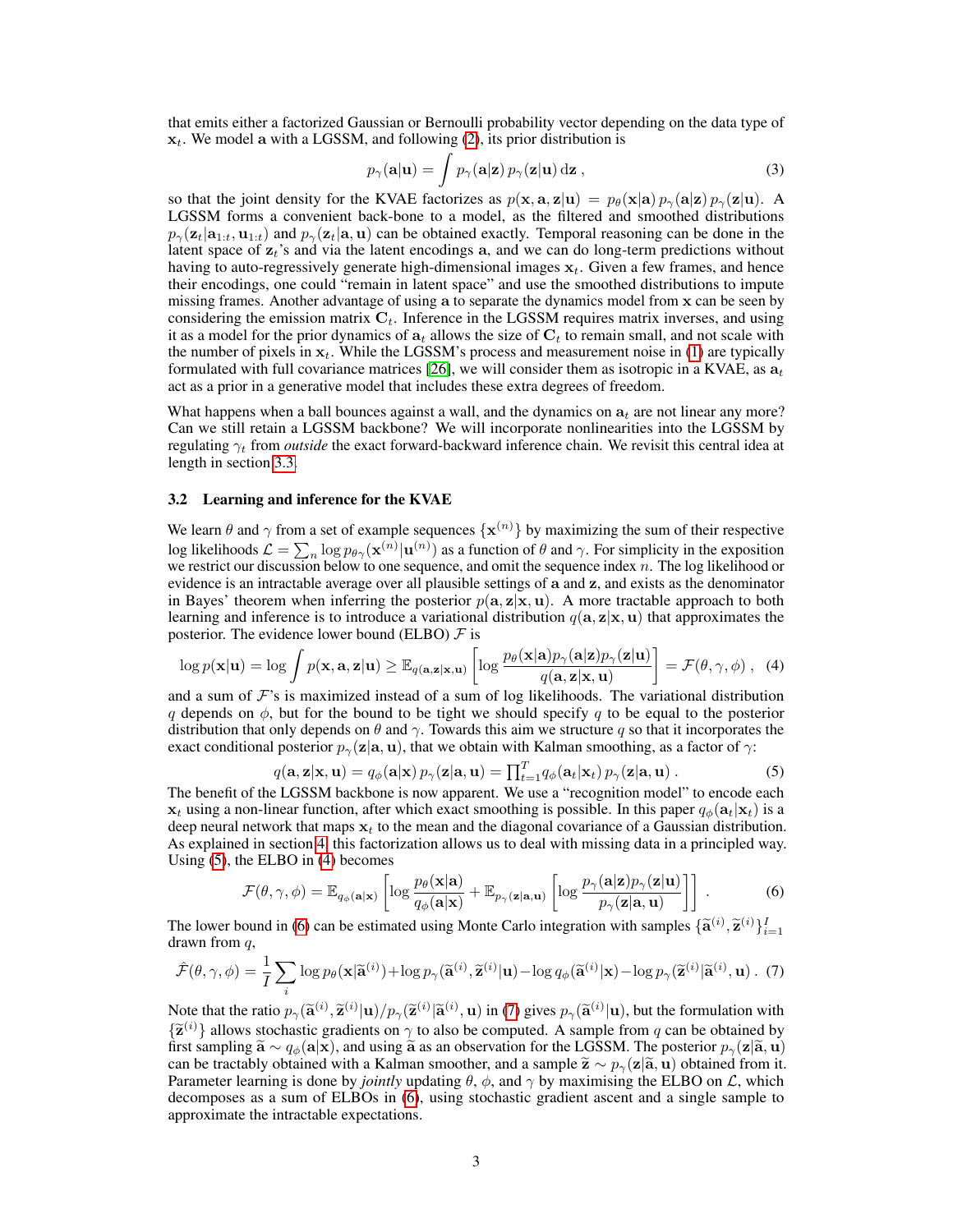that emits either a factorized Gaussian or Bernoulli probability vector depending on the data type of $\mathbf{x}_t$. We model $\mathbf{a}$ with a LGSSM, and following (2), its prior distribution is

$$p_\gamma(\mathbf{a}|\mathbf{u}) = \int p_\gamma(\mathbf{a}|\mathbf{z})\, p_\gamma(\mathbf{z}|\mathbf{u})\, \mathrm{d}\mathbf{z}\,, \tag{3}$$

so that the joint density for the KVAE factorizes as $p(\mathbf{x}, \mathbf{a}, \mathbf{z}|\mathbf{u}) = p_\theta(\mathbf{x}|\mathbf{a})\, p_\gamma(\mathbf{a}|\mathbf{z})\, p_\gamma(\mathbf{z}|\mathbf{u})$. A LGSSM forms a convenient back-bone to a model, as the filtered and smoothed distributions $p_\gamma(\mathbf{z}_t|\mathbf{a}_{1:t}, \mathbf{u}_{1:t})$ and $p_\gamma(\mathbf{z}_t|\mathbf{a}, \mathbf{u})$ can be obtained exactly. Temporal reasoning can be done in the latent space of $\mathbf{z}_t$'s and via the latent encodings $\mathbf{a}$, and we can do long-term predictions without having to auto-regressively generate high-dimensional images $\mathbf{x}_t$. Given a few frames, and hence their encodings, one could "remain in latent space" and use the smoothed distributions to impute missing frames. Another advantage of using $\mathbf{a}$ to separate the dynamics model from $\mathbf{x}$ can be seen by considering the emission matrix $\mathbf{C}_t$. Inference in the LGSSM requires matrix inverses, and using it as a model for the prior dynamics of $\mathbf{a}_t$ allows the size of $\mathbf{C}_t$ to remain small, and not scale with the number of pixels in $\mathbf{x}_t$. While the LGSSM's process and measurement noise in (1) are typically formulated with full covariance matrices [26], we will consider them as isotropic in a KVAE, as $\mathbf{a}_t$ act as a prior in a generative model that includes these extra degrees of freedom.

What happens when a ball bounces against a wall, and the dynamics on $\mathbf{a}_t$ are not linear any more? Can we still retain a LGSSM backbone? We will incorporate nonlinearities into the LGSSM by regulating $\gamma_t$ from *outside* the exact forward-backward inference chain. We revisit this central idea at length in section 3.3.

### 3.2 Learning and inference for the KVAE

We learn $\theta$ and $\gamma$ from a set of example sequences $\{\mathbf{x}^{(n)}\}$ by maximizing the sum of their respective log likelihoods $\mathcal{L} = \sum_n \log p_{\theta\gamma}(\mathbf{x}^{(n)}|\mathbf{u}^{(n)})$ as a function of $\theta$ and $\gamma$. For simplicity in the exposition we restrict our discussion below to one sequence, and omit the sequence index $n$. The log likelihood or evidence is an intractable average over all plausible settings of $\mathbf{a}$ and $\mathbf{z}$, and exists as the denominator in Bayes' theorem when inferring the posterior $p(\mathbf{a}, \mathbf{z}|\mathbf{x}, \mathbf{u})$. A more tractable approach to both learning and inference is to introduce a variational distribution $q(\mathbf{a}, \mathbf{z}|\mathbf{x}, \mathbf{u})$ that approximates the posterior. The evidence lower bound (ELBO) $\mathcal{F}$ is

$$\log p(\mathbf{x}|\mathbf{u}) = \log \int p(\mathbf{x}, \mathbf{a}, \mathbf{z}|\mathbf{u}) \geq \mathbb{E}_{q(\mathbf{a},\mathbf{z}|\mathbf{x},\mathbf{u})}\left[\log \frac{p_\theta(\mathbf{x}|\mathbf{a}) p_\gamma(\mathbf{a}|\mathbf{z}) p_\gamma(\mathbf{z}|\mathbf{u})}{q(\mathbf{a}, \mathbf{z}|\mathbf{x}, \mathbf{u})}\right] = \mathcal{F}(\theta, \gamma, \phi)\,, \tag{4}$$

and a sum of $\mathcal{F}$'s is maximized instead of a sum of log likelihoods. The variational distribution $q$ depends on $\phi$, but for the bound to be tight we should specify $q$ to be equal to the posterior distribution that only depends on $\theta$ and $\gamma$. Towards this aim we structure $q$ so that it incorporates the exact conditional posterior $p_\gamma(\mathbf{z}|\mathbf{a}, \mathbf{u})$, that we obtain with Kalman smoothing, as a factor of $\gamma$:

$$q(\mathbf{a}, \mathbf{z}|\mathbf{x}, \mathbf{u}) = q_\phi(\mathbf{a}|\mathbf{x})\, p_\gamma(\mathbf{z}|\mathbf{a}, \mathbf{u}) = \textstyle\prod_{t=1}^{T} q_\phi(\mathbf{a}_t|\mathbf{x}_t)\, p_\gamma(\mathbf{z}|\mathbf{a}, \mathbf{u})\,. \tag{5}$$

The benefit of the LGSSM backbone is now apparent. We use a "recognition model" to encode each $\mathbf{x}_t$ using a non-linear function, after which exact smoothing is possible. In this paper $q_\phi(\mathbf{a}_t|\mathbf{x}_t)$ is a deep neural network that maps $\mathbf{x}_t$ to the mean and the diagonal covariance of a Gaussian distribution. As explained in section 4, this factorization allows us to deal with missing data in a principled way. Using (5), the ELBO in (4) becomes

$$\mathcal{F}(\theta, \gamma, \phi) = \mathbb{E}_{q_\phi(\mathbf{a}|\mathbf{x})}\left[\log \frac{p_\theta(\mathbf{x}|\mathbf{a})}{q_\phi(\mathbf{a}|\mathbf{x})} + \mathbb{E}_{p_\gamma(\mathbf{z}|\mathbf{a},\mathbf{u})}\left[\log \frac{p_\gamma(\mathbf{a}|\mathbf{z}) p_\gamma(\mathbf{z}|\mathbf{u})}{p_\gamma(\mathbf{z}|\mathbf{a}, \mathbf{u})}\right]\right]\,. \tag{6}$$

The lower bound in (6) can be estimated using Monte Carlo integration with samples $\{\widetilde{\mathbf{a}}^{(i)}, \widetilde{\mathbf{z}}^{(i)}\}_{i=1}^{I}$ drawn from $q$,

$$\hat{\mathcal{F}}(\theta, \gamma, \phi) = \frac{1}{I}\sum_i \log p_\theta(\mathbf{x}|\widetilde{\mathbf{a}}^{(i)}) + \log p_\gamma(\widetilde{\mathbf{a}}^{(i)}, \widetilde{\mathbf{z}}^{(i)}|\mathbf{u}) - \log q_\phi(\widetilde{\mathbf{a}}^{(i)}|\mathbf{x}) - \log p_\gamma(\widetilde{\mathbf{z}}^{(i)}|\widetilde{\mathbf{a}}^{(i)}, \mathbf{u})\,. \tag{7}$$

Note that the ratio $p_\gamma(\widetilde{\mathbf{a}}^{(i)}, \widetilde{\mathbf{z}}^{(i)}|\mathbf{u})/p_\gamma(\widetilde{\mathbf{z}}^{(i)}|\widetilde{\mathbf{a}}^{(i)}, \mathbf{u})$ in (7) gives $p_\gamma(\widetilde{\mathbf{a}}^{(i)}|\mathbf{u})$, but the formulation with $\{\widetilde{\mathbf{z}}^{(i)}\}$ allows stochastic gradients on $\gamma$ to also be computed. A sample from $q$ can be obtained by first sampling $\widetilde{\mathbf{a}} \sim q_\phi(\mathbf{a}|\mathbf{x})$, and using $\widetilde{\mathbf{a}}$ as an observation for the LGSSM. The posterior $p_\gamma(\mathbf{z}|\widetilde{\mathbf{a}}, \mathbf{u})$ can be tractably obtained with a Kalman smoother, and a sample $\widetilde{\mathbf{z}} \sim p_\gamma(\mathbf{z}|\widetilde{\mathbf{a}}, \mathbf{u})$ obtained from it. Parameter learning is done by *jointly* updating $\theta$, $\phi$, and $\gamma$ by maximising the ELBO on $\mathcal{L}$, which decomposes as a sum of ELBOs in (6), using stochastic gradient ascent and a single sample to approximate the intractable expectations.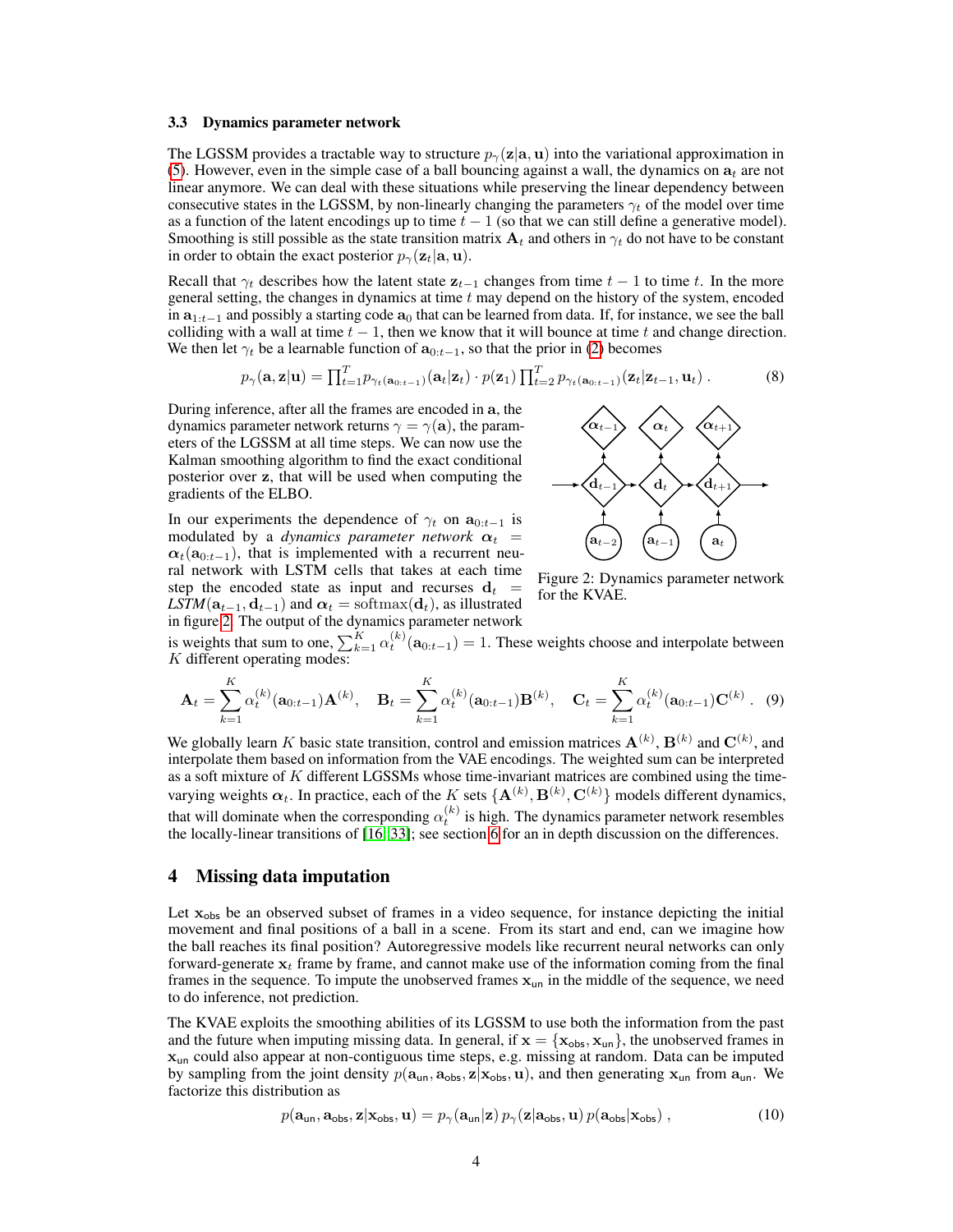### 3.3 Dynamics parameter network

The LGSSM provides a tractable way to structure $p_\gamma(\mathbf{z}|\mathbf{a}, \mathbf{u})$ into the variational approximation in (5). However, even in the simple case of a ball bouncing against a wall, the dynamics on $\mathbf{a}_t$ are not linear anymore. We can deal with these situations while preserving the linear dependency between consecutive states in the LGSSM, by non-linearly changing the parameters $\gamma_t$ of the model over time as a function of the latent encodings up to time $t-1$ (so that we can still define a generative model). Smoothing is still possible as the state transition matrix $\mathbf{A}_t$ and others in $\gamma_t$ do not have to be constant in order to obtain the exact posterior $p_\gamma(\mathbf{z}_t|\mathbf{a}, \mathbf{u})$.

Recall that $\gamma_t$ describes how the latent state $\mathbf{z}_{t-1}$ changes from time $t-1$ to time $t$. In the more general setting, the changes in dynamics at time $t$ may depend on the history of the system, encoded in $\mathbf{a}_{1:t-1}$ and possibly a starting code $\mathbf{a}_0$ that can be learned from data. If, for instance, we see the ball colliding with a wall at time $t-1$, then we know that it will bounce at time $t$ and change direction. We then let $\gamma_t$ be a learnable function of $\mathbf{a}_{0:t-1}$, so that the prior in (2) becomes

$$p_\gamma(\mathbf{a}, \mathbf{z}|\mathbf{u}) = \prod_{t=1}^{T} p_{\gamma_t(\mathbf{a}_{0:t-1})}(\mathbf{a}_t|\mathbf{z}_t) \cdot p(\mathbf{z}_1) \prod_{t=2}^{T} p_{\gamma_t(\mathbf{a}_{0:t-1})}(\mathbf{z}_t|\mathbf{z}_{t-1}, \mathbf{u}_t) \,. \tag{8}$$

During inference, after all the frames are encoded in $\mathbf{a}$, the dynamics parameter network returns $\gamma = \gamma(\mathbf{a})$, the parameters of the LGSSM at all time steps. We can now use the Kalman smoothing algorithm to find the exact conditional posterior over $\mathbf{z}$, that will be used when computing the gradients of the ELBO.

In our experiments the dependence of $\gamma_t$ on $\mathbf{a}_{0:t-1}$ is modulated by a *dynamics parameter network* $\boldsymbol{\alpha}_t = \boldsymbol{\alpha}_t(\mathbf{a}_{0:t-1})$, that is implemented with a recurrent neural network with LSTM cells that takes at each time step the encoded state as input and recurses $\mathbf{d}_t = \textit{LSTM}(\mathbf{a}_{t-1}, \mathbf{d}_{t-1})$ and $\boldsymbol{\alpha}_t = \mathrm{softmax}(\mathbf{d}_t)$, as illustrated in figure 2. The output of the dynamics parameter network is weights that sum to one, $\sum_{k=1}^{K} \alpha_t^{(k)}(\mathbf{a}_{0:t-1}) = 1$. These weights choose and interpolate between $K$ different operating modes:

Figure 2: Dynamics parameter network for the KVAE.

$$\mathbf{A}_t = \sum_{k=1}^{K} \alpha_t^{(k)}(\mathbf{a}_{0:t-1})\mathbf{A}^{(k)}, \quad \mathbf{B}_t = \sum_{k=1}^{K} \alpha_t^{(k)}(\mathbf{a}_{0:t-1})\mathbf{B}^{(k)}, \quad \mathbf{C}_t = \sum_{k=1}^{K} \alpha_t^{(k)}(\mathbf{a}_{0:t-1})\mathbf{C}^{(k)} \,. \tag{9}$$

We globally learn $K$ basic state transition, control and emission matrices $\mathbf{A}^{(k)}$, $\mathbf{B}^{(k)}$ and $\mathbf{C}^{(k)}$, and interpolate them based on information from the VAE encodings. The weighted sum can be interpreted as a soft mixture of $K$ different LGSSMs whose time-invariant matrices are combined using the time-varying weights $\boldsymbol{\alpha}_t$. In practice, each of the $K$ sets $\{\mathbf{A}^{(k)}, \mathbf{B}^{(k)}, \mathbf{C}^{(k)}\}$ models different dynamics, that will dominate when the corresponding $\alpha_t^{(k)}$ is high. The dynamics parameter network resembles the locally-linear transitions of [16, 33]; see section 6 for an in depth discussion on the differences.

## 4 Missing data imputation

Let $\mathbf{x}_{\mathsf{obs}}$ be an observed subset of frames in a video sequence, for instance depicting the initial movement and final positions of a ball in a scene. From its start and end, can we imagine how the ball reaches its final position? Autoregressive models like recurrent neural networks can only forward-generate $\mathbf{x}_t$ frame by frame, and cannot make use of the information coming from the final frames in the sequence. To impute the unobserved frames $\mathbf{x}_{\mathsf{un}}$ in the middle of the sequence, we need to do inference, not prediction.

The KVAE exploits the smoothing abilities of its LGSSM to use both the information from the past and the future when imputing missing data. In general, if $\mathbf{x} = \{\mathbf{x}_{\mathsf{obs}}, \mathbf{x}_{\mathsf{un}}\}$, the unobserved frames in $\mathbf{x}_{\mathsf{un}}$ could also appear at non-contiguous time steps, e.g. missing at random. Data can be imputed by sampling from the joint density $p(\mathbf{a}_{\mathsf{un}}, \mathbf{a}_{\mathsf{obs}}, \mathbf{z}|\mathbf{x}_{\mathsf{obs}}, \mathbf{u})$, and then generating $\mathbf{x}_{\mathsf{un}}$ from $\mathbf{a}_{\mathsf{un}}$. We factorize this distribution as

$$p(\mathbf{a}_{\mathsf{un}}, \mathbf{a}_{\mathsf{obs}}, \mathbf{z}|\mathbf{x}_{\mathsf{obs}}, \mathbf{u}) = p_\gamma(\mathbf{a}_{\mathsf{un}}|\mathbf{z})\, p_\gamma(\mathbf{z}|\mathbf{a}_{\mathsf{obs}}, \mathbf{u})\, p(\mathbf{a}_{\mathsf{obs}}|\mathbf{x}_{\mathsf{obs}}) \,, \tag{10}$$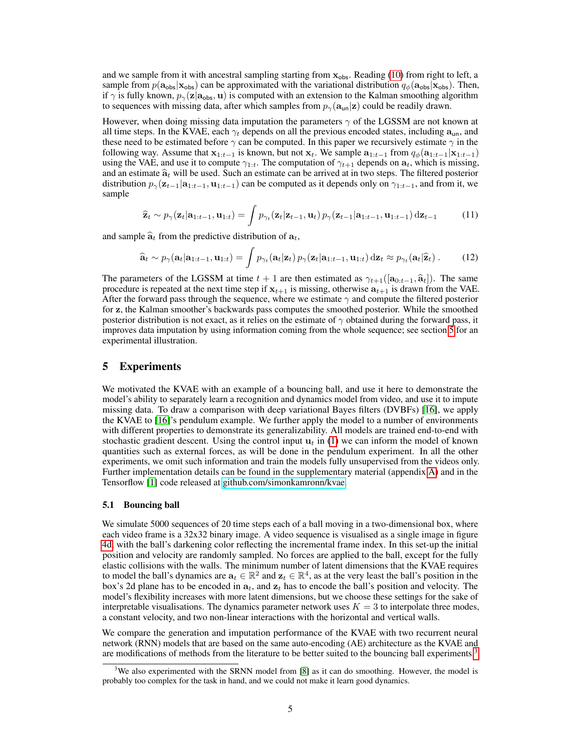and we sample from it with ancestral sampling starting from $\mathbf{x}_{\mathsf{obs}}$. Reading (10) from right to left, a sample from $p(\mathbf{a}_{\mathsf{obs}}|\mathbf{x}_{\mathsf{obs}})$ can be approximated with the variational distribution $q_\phi(\mathbf{a}_{\mathsf{obs}}|\mathbf{x}_{\mathsf{obs}})$. Then, if $\gamma$ is fully known, $p_\gamma(\mathbf{z}|\mathbf{a}_{\mathsf{obs}}, \mathbf{u})$ is computed with an extension to the Kalman smoothing algorithm to sequences with missing data, after which samples from $p_\gamma(\mathbf{a}_{\mathsf{un}}|\mathbf{z})$ could be readily drawn.

However, when doing missing data imputation the parameters $\gamma$ of the LGSSM are not known at all time steps. In the KVAE, each $\gamma_t$ depends on all the previous encoded states, including $\mathbf{a}_{\mathsf{un}}$, and these need to be estimated before $\gamma$ can be computed. In this paper we recursively estimate $\gamma$ in the following way. Assume that $\mathbf{x}_{1:t-1}$ is known, but not $\mathbf{x}_t$. We sample $\mathbf{a}_{1:t-1}$ from $q_\phi(\mathbf{a}_{1:t-1}|\mathbf{x}_{1:t-1})$ using the VAE, and use it to compute $\gamma_{1:t}$. The computation of $\gamma_{t+1}$ depends on $\mathbf{a}_t$, which is missing, and an estimate $\widehat{\mathbf{a}}_t$ will be used. Such an estimate can be arrived at in two steps. The filtered posterior distribution $p_\gamma(\mathbf{z}_{t-1}|\mathbf{a}_{1:t-1}, \mathbf{u}_{1:t-1})$ can be computed as it depends only on $\gamma_{1:t-1}$, and from it, we sample

$$\widehat{\mathbf{z}}_t \sim p_\gamma(\mathbf{z}_t|\mathbf{a}_{1:t-1}, \mathbf{u}_{1:t}) = \int p_{\gamma_t}(\mathbf{z}_t|\mathbf{z}_{t-1}, \mathbf{u}_t)\, p_\gamma(\mathbf{z}_{t-1}|\mathbf{a}_{1:t-1}, \mathbf{u}_{1:t-1})\, \mathrm{d}\mathbf{z}_{t-1} \tag{11}$$

and sample $\widehat{\mathbf{a}}_t$ from the predictive distribution of $\mathbf{a}_t$,

$$\widehat{\mathbf{a}}_t \sim p_\gamma(\mathbf{a}_t|\mathbf{a}_{1:t-1}, \mathbf{u}_{1:t}) = \int p_{\gamma_t}(\mathbf{a}_t|\mathbf{z}_t)\, p_\gamma(\mathbf{z}_t|\mathbf{a}_{1:t-1}, \mathbf{u}_{1:t})\, \mathrm{d}\mathbf{z}_t \approx p_{\gamma_t}(\mathbf{a}_t|\widehat{\mathbf{z}}_t)\,. \tag{12}$$

The parameters of the LGSSM at time $t+1$ are then estimated as $\gamma_{t+1}([\mathbf{a}_{0:t-1}, \widehat{\mathbf{a}}_t])$. The same procedure is repeated at the next time step if $\mathbf{x}_{t+1}$ is missing, otherwise $\mathbf{a}_{t+1}$ is drawn from the VAE. After the forward pass through the sequence, where we estimate $\gamma$ and compute the filtered posterior for $\mathbf{z}$, the Kalman smoother's backwards pass computes the smoothed posterior. While the smoothed posterior distribution is not exact, as it relies on the estimate of $\gamma$ obtained during the forward pass, it improves data imputation by using information coming from the whole sequence; see section 5 for an experimental illustration.

# 5 Experiments

We motivated the KVAE with an example of a bouncing ball, and use it here to demonstrate the model's ability to separately learn a recognition and dynamics model from video, and use it to impute missing data. To draw a comparison with deep variational Bayes filters (DVBFs) [16], we apply the KVAE to [16]'s pendulum example. We further apply the model to a number of environments with different properties to demonstrate its generalizability. All models are trained end-to-end with stochastic gradient descent. Using the control input $\mathbf{u}_t$ in (1) we can inform the model of known quantities such as external forces, as will be done in the pendulum experiment. In all the other experiments, we omit such information and train the models fully unsupervised from the videos only. Further implementation details can be found in the supplementary material (appendix A) and in the Tensorflow [1] code released at github.com/simonkamronn/kvae.

## 5.1 Bouncing ball

We simulate 5000 sequences of 20 time steps each of a ball moving in a two-dimensional box, where each video frame is a 32x32 binary image. A video sequence is visualised as a single image in figure 4d, with the ball's darkening color reflecting the incremental frame index. In this set-up the initial position and velocity are randomly sampled. No forces are applied to the ball, except for the fully elastic collisions with the walls. The minimum number of latent dimensions that the KVAE requires to model the ball's dynamics are $\mathbf{a}_t \in \mathbb{R}^2$ and $\mathbf{z}_t \in \mathbb{R}^4$, as at the very least the ball's position in the box's 2d plane has to be encoded in $\mathbf{a}_t$, and $\mathbf{z}_t$ has to encode the ball's position and velocity. The model's flexibility increases with more latent dimensions, but we choose these settings for the sake of interpretable visualisations. The dynamics parameter network uses $K = 3$ to interpolate three modes, a constant velocity, and two non-linear interactions with the horizontal and vertical walls.

We compare the generation and imputation performance of the KVAE with two recurrent neural network (RNN) models that are based on the same auto-encoding (AE) architecture as the KVAE and are modifications of methods from the literature to be better suited to the bouncing ball experiments.[3]

[3] We also experimented with the SRNN model from [8] as it can do smoothing. However, the model is probably too complex for the task in hand, and we could not make it learn good dynamics.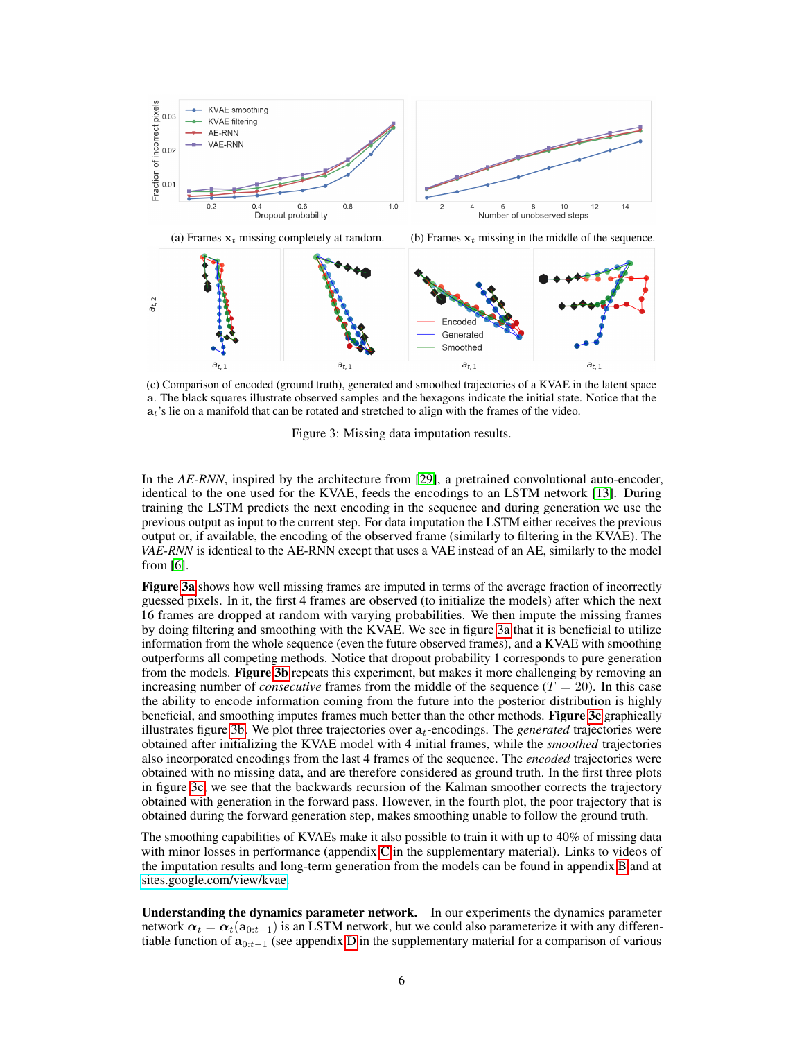(a) Frames $\mathbf{x}_t$ missing completely at random.

(b) Frames $\mathbf{x}_t$ missing in the middle of the sequence.

(c) Comparison of encoded (ground truth), generated and smoothed trajectories of a KVAE in the latent space $\mathbf{a}$. The black squares illustrate observed samples and the hexagons indicate the initial state. Notice that the $\mathbf{a}_t$'s lie on a manifold that can be rotated and stretched to align with the frames of the video.

Figure 3: Missing data imputation results.

In the *AE-RNN*, inspired by the architecture from [29], a pretrained convolutional auto-encoder, identical to the one used for the KVAE, feeds the encodings to an LSTM network [13]. During training the LSTM predicts the next encoding in the sequence and during generation we use the previous output as input to the current step. For data imputation the LSTM either receives the previous output or, if available, the encoding of the observed frame (similarly to filtering in the KVAE). The *VAE-RNN* is identical to the AE-RNN except that uses a VAE instead of an AE, similarly to the model from [6].

**Figure 3a** shows how well missing frames are imputed in terms of the average fraction of incorrectly guessed pixels. In it, the first 4 frames are observed (to initialize the models) after which the next 16 frames are dropped at random with varying probabilities. We then impute the missing frames by doing filtering and smoothing with the KVAE. We see in figure 3a that it is beneficial to utilize information from the whole sequence (even the future observed frames), and a KVAE with smoothing outperforms all competing methods. Notice that dropout probability 1 corresponds to pure generation from the models. **Figure 3b** repeats this experiment, but makes it more challenging by removing an increasing number of *consecutive* frames from the middle of the sequence ($T = 20$). In this case the ability to encode information coming from the future into the posterior distribution is highly beneficial, and smoothing imputes frames much better than the other methods. **Figure 3c** graphically illustrates figure 3b. We plot three trajectories over $\mathbf{a}_t$-encodings. The *generated* trajectories were obtained after initializing the KVAE model with 4 initial frames, while the *smoothed* trajectories also incorporated encodings from the last 4 frames of the sequence. The *encoded* trajectories were obtained with no missing data, and are therefore considered as ground truth. In the first three plots in figure 3c, we see that the backwards recursion of the Kalman smoother corrects the trajectory obtained with generation in the forward pass. However, in the fourth plot, the poor trajectory that is obtained during the forward generation step, makes smoothing unable to follow the ground truth.

The smoothing capabilities of KVAEs make it also possible to train it with up to 40% of missing data with minor losses in performance (appendix C in the supplementary material). Links to videos of the imputation results and long-term generation from the models can be found in appendix B and at sites.google.com/view/kvae.

**Understanding the dynamics parameter network.** In our experiments the dynamics parameter network $\boldsymbol{\alpha}_t = \boldsymbol{\alpha}_t(\mathbf{a}_{0:t-1})$ is an LSTM network, but we could also parameterize it with any differentiable function of $\mathbf{a}_{0:t-1}$ (see appendix D in the supplementary material for a comparison of various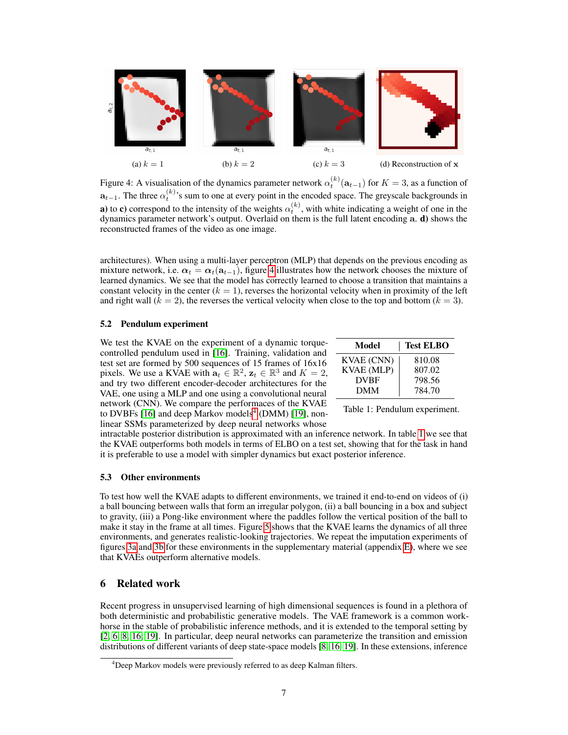(a) $k = 1$

(b) $k = 2$

(c) $k = 3$

(d) Reconstruction of $\mathbf{x}$

Figure 4: A visualisation of the dynamics parameter network $\alpha_t^{(k)}(\mathbf{a}_{t-1})$ for $K = 3$, as a function of $\mathbf{a}_{t-1}$. The three $\alpha_t^{(k)}$'s sum to one at every point in the encoded space. The greyscale backgrounds in **a)** to **c)** correspond to the intensity of the weights $\alpha_t^{(k)}$, with white indicating a weight of one in the dynamics parameter network's output. Overlaid on them is the full latent encoding $\mathbf{a}$. **d)** shows the reconstructed frames of the video as one image.

architectures). When using a multi-layer perceptron (MLP) that depends on the previous encoding as mixture network, i.e. $\boldsymbol{\alpha}_t = \boldsymbol{\alpha}_t(\mathbf{a}_{t-1})$, figure 4 illustrates how the network chooses the mixture of learned dynamics. We see that the model has correctly learned to choose a transition that maintains a constant velocity in the center ($k = 1$), reverses the horizontal velocity when in proximity of the left and right wall ($k = 2$), the reverses the vertical velocity when close to the top and bottom ($k = 3$).

### 5.2 Pendulum experiment

We test the KVAE on the experiment of a dynamic torque-controlled pendulum used in [16]. Training, validation and test set are formed by 500 sequences of 15 frames of 16x16 pixels. We use a KVAE with $\mathbf{a}_t \in \mathbb{R}^2$, $\mathbf{z}_t \in \mathbb{R}^3$ and $K = 2$, and try two different encoder-decoder architectures for the VAE, one using a MLP and one using a convolutional neural network (CNN). We compare the performaces of the KVAE to DVBFs [16] and deep Markov models[4] (DMM) [19], non-linear SSMs parameterized by deep neural networks whose intractable posterior distribution is approximated with an inference network. In table 1 we see that the KVAE outperforms both models in terms of ELBO on a test set, showing that for the task in hand it is preferable to use a model with simpler dynamics but exact posterior inference.

| Model | Test ELBO |
|---|---|
| KVAE (CNN) | 810.08 |
| KVAE (MLP) | 807.02 |
| DVBF | 798.56 |
| DMM | 784.70 |

Table 1: Pendulum experiment.

### 5.3 Other environments

To test how well the KVAE adapts to different environments, we trained it end-to-end on videos of (i) a ball bouncing between walls that form an irregular polygon, (ii) a ball bouncing in a box and subject to gravity, (iii) a Pong-like environment where the paddles follow the vertical position of the ball to make it stay in the frame at all times. Figure 5 shows that the KVAE learns the dynamics of all three environments, and generates realistic-looking trajectories. We repeat the imputation experiments of figures 3a and 3b for these environments in the supplementary material (appendix E), where we see that KVAEs outperform alternative models.

## 6 Related work

Recent progress in unsupervised learning of high dimensional sequences is found in a plethora of both deterministic and probabilistic generative models. The VAE framework is a common work-horse in the stable of probabilistic inference methods, and it is extended to the temporal setting by [2, 6, 8, 16, 19]. In particular, deep neural networks can parameterize the transition and emission distributions of different variants of deep state-space models [8, 16, 19]. In these extensions, inference

[4] Deep Markov models were previously referred to as deep Kalman filters.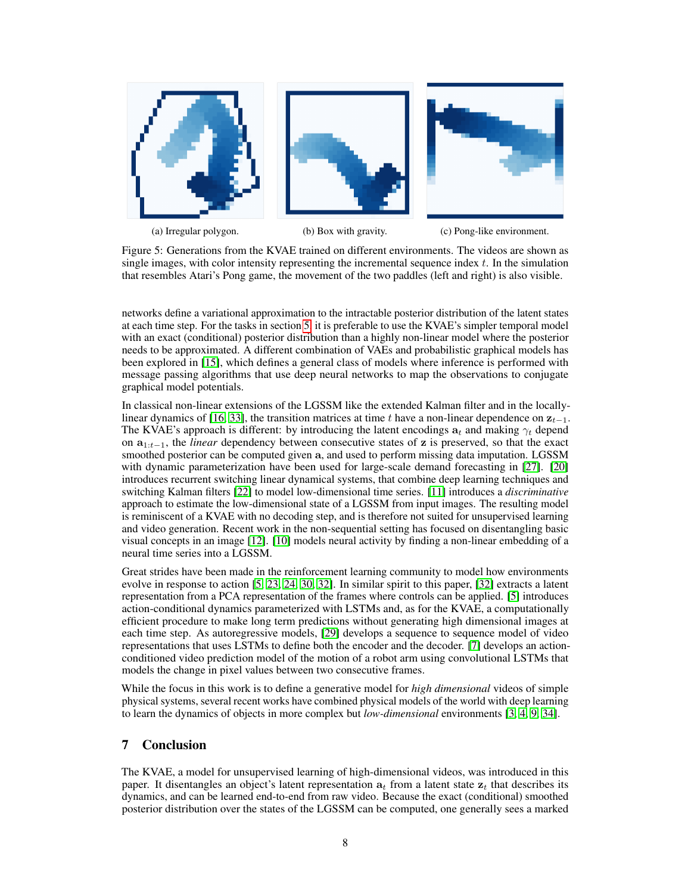(a) Irregular polygon.

(b) Box with gravity.

(c) Pong-like environment.

Figure 5: Generations from the KVAE trained on different environments. The videos are shown as single images, with color intensity representing the incremental sequence index $t$. In the simulation that resembles Atari's Pong game, the movement of the two paddles (left and right) is also visible.

networks define a variational approximation to the intractable posterior distribution of the latent states at each time step. For the tasks in section 5, it is preferable to use the KVAE's simpler temporal model with an exact (conditional) posterior distribution than a highly non-linear model where the posterior needs to be approximated. A different combination of VAEs and probabilistic graphical models has been explored in [15], which defines a general class of models where inference is performed with message passing algorithms that use deep neural networks to map the observations to conjugate graphical model potentials.

In classical non-linear extensions of the LGSSM like the extended Kalman filter and in the locally-linear dynamics of [16, 33], the transition matrices at time $t$ have a non-linear dependence on $\mathbf{z}_{t-1}$. The KVAE's approach is different: by introducing the latent encodings $\mathbf{a}_t$ and making $\gamma_t$ depend on $\mathbf{a}_{1:t-1}$, the *linear* dependency between consecutive states of $\mathbf{z}$ is preserved, so that the exact smoothed posterior can be computed given $\mathbf{a}$, and used to perform missing data imputation. LGSSM with dynamic parameterization have been used for large-scale demand forecasting in [27]. [20] introduces recurrent switching linear dynamical systems, that combine deep learning techniques and switching Kalman filters [22] to model low-dimensional time series. [11] introduces a *discriminative* approach to estimate the low-dimensional state of a LGSSM from input images. The resulting model is reminiscent of a KVAE with no decoding step, and is therefore not suited for unsupervised learning and video generation. Recent work in the non-sequential setting has focused on disentangling basic visual concepts in an image [12]. [10] models neural activity by finding a non-linear embedding of a neural time series into a LGSSM.

Great strides have been made in the reinforcement learning community to model how environments evolve in response to action [5, 23, 24, 30, 32]. In similar spirit to this paper, [32] extracts a latent representation from a PCA representation of the frames where controls can be applied. [5] introduces action-conditional dynamics parameterized with LSTMs and, as for the KVAE, a computationally efficient procedure to make long term predictions without generating high dimensional images at each time step. As autoregressive models, [29] develops a sequence to sequence model of video representations that uses LSTMs to define both the encoder and the decoder. [7] develops an action-conditioned video prediction model of the motion of a robot arm using convolutional LSTMs that models the change in pixel values between two consecutive frames.

While the focus in this work is to define a generative model for *high dimensional* videos of simple physical systems, several recent works have combined physical models of the world with deep learning to learn the dynamics of objects in more complex but *low-dimensional* environments [3, 4, 9, 34].

## 7 Conclusion

The KVAE, a model for unsupervised learning of high-dimensional videos, was introduced in this paper. It disentangles an object's latent representation $\mathbf{a}_t$ from a latent state $\mathbf{z}_t$ that describes its dynamics, and can be learned end-to-end from raw video. Because the exact (conditional) smoothed posterior distribution over the states of the LGSSM can be computed, one generally sees a marked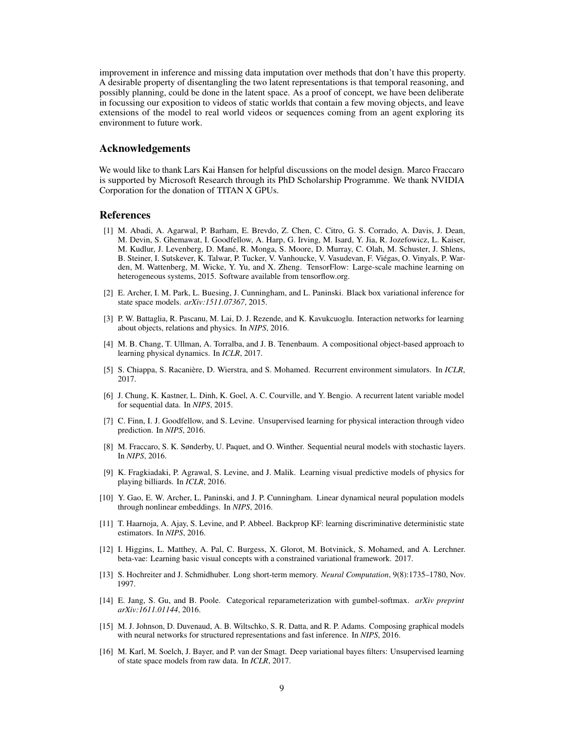improvement in inference and missing data imputation over methods that don't have this property. A desirable property of disentangling the two latent representations is that temporal reasoning, and possibly planning, could be done in the latent space. As a proof of concept, we have been deliberate in focussing our exposition to videos of static worlds that contain a few moving objects, and leave extensions of the model to real world videos or sequences coming from an agent exploring its environment to future work.

## Acknowledgements

We would like to thank Lars Kai Hansen for helpful discussions on the model design. Marco Fraccaro is supported by Microsoft Research through its PhD Scholarship Programme. We thank NVIDIA Corporation for the donation of TITAN X GPUs.

## References

[1] M. Abadi, A. Agarwal, P. Barham, E. Brevdo, Z. Chen, C. Citro, G. S. Corrado, A. Davis, J. Dean, M. Devin, S. Ghemawat, I. Goodfellow, A. Harp, G. Irving, M. Isard, Y. Jia, R. Jozefowicz, L. Kaiser, M. Kudlur, J. Levenberg, D. Mané, R. Monga, S. Moore, D. Murray, C. Olah, M. Schuster, J. Shlens, B. Steiner, I. Sutskever, K. Talwar, P. Tucker, V. Vanhoucke, V. Vasudevan, F. Viégas, O. Vinyals, P. Warden, M. Wattenberg, M. Wicke, Y. Yu, and X. Zheng. TensorFlow: Large-scale machine learning on heterogeneous systems, 2015. Software available from tensorflow.org.

[2] E. Archer, I. M. Park, L. Buesing, J. Cunningham, and L. Paninski. Black box variational inference for state space models. *arXiv:1511.07367*, 2015.

[3] P. W. Battaglia, R. Pascanu, M. Lai, D. J. Rezende, and K. Kavukcuoglu. Interaction networks for learning about objects, relations and physics. In *NIPS*, 2016.

[4] M. B. Chang, T. Ullman, A. Torralba, and J. B. Tenenbaum. A compositional object-based approach to learning physical dynamics. In *ICLR*, 2017.

[5] S. Chiappa, S. Racanière, D. Wierstra, and S. Mohamed. Recurrent environment simulators. In *ICLR*, 2017.

[6] J. Chung, K. Kastner, L. Dinh, K. Goel, A. C. Courville, and Y. Bengio. A recurrent latent variable model for sequential data. In *NIPS*, 2015.

[7] C. Finn, I. J. Goodfellow, and S. Levine. Unsupervised learning for physical interaction through video prediction. In *NIPS*, 2016.

[8] M. Fraccaro, S. K. Sønderby, U. Paquet, and O. Winther. Sequential neural models with stochastic layers. In *NIPS*, 2016.

[9] K. Fragkiadaki, P. Agrawal, S. Levine, and J. Malik. Learning visual predictive models of physics for playing billiards. In *ICLR*, 2016.

[10] Y. Gao, E. W. Archer, L. Paninski, and J. P. Cunningham. Linear dynamical neural population models through nonlinear embeddings. In *NIPS*, 2016.

[11] T. Haarnoja, A. Ajay, S. Levine, and P. Abbeel. Backprop KF: learning discriminative deterministic state estimators. In *NIPS*, 2016.

[12] I. Higgins, L. Matthey, A. Pal, C. Burgess, X. Glorot, M. Botvinick, S. Mohamed, and A. Lerchner. beta-vae: Learning basic visual concepts with a constrained variational framework. 2017.

[13] S. Hochreiter and J. Schmidhuber. Long short-term memory. *Neural Computation*, 9(8):1735–1780, Nov. 1997.

[14] E. Jang, S. Gu, and B. Poole. Categorical reparameterization with gumbel-softmax. *arXiv preprint arXiv:1611.01144*, 2016.

[15] M. J. Johnson, D. Duvenaud, A. B. Wiltschko, S. R. Datta, and R. P. Adams. Composing graphical models with neural networks for structured representations and fast inference. In *NIPS*, 2016.

[16] M. Karl, M. Soelch, J. Bayer, and P. van der Smagt. Deep variational bayes filters: Unsupervised learning of state space models from raw data. In *ICLR*, 2017.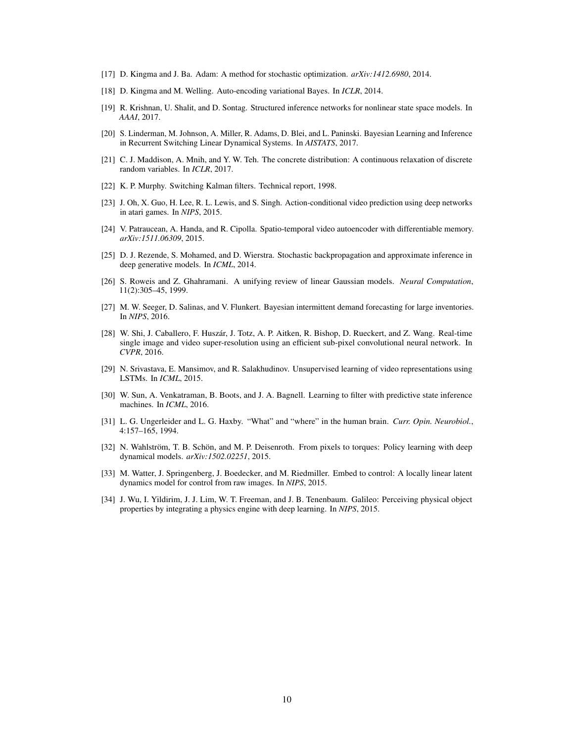[17] D. Kingma and J. Ba. Adam: A method for stochastic optimization. *arXiv:1412.6980*, 2014.

[18] D. Kingma and M. Welling. Auto-encoding variational Bayes. In *ICLR*, 2014.

[19] R. Krishnan, U. Shalit, and D. Sontag. Structured inference networks for nonlinear state space models. In *AAAI*, 2017.

[20] S. Linderman, M. Johnson, A. Miller, R. Adams, D. Blei, and L. Paninski. Bayesian Learning and Inference in Recurrent Switching Linear Dynamical Systems. In *AISTATS*, 2017.

[21] C. J. Maddison, A. Mnih, and Y. W. Teh. The concrete distribution: A continuous relaxation of discrete random variables. In *ICLR*, 2017.

[22] K. P. Murphy. Switching Kalman filters. Technical report, 1998.

[23] J. Oh, X. Guo, H. Lee, R. L. Lewis, and S. Singh. Action-conditional video prediction using deep networks in atari games. In *NIPS*, 2015.

[24] V. Patraucean, A. Handa, and R. Cipolla. Spatio-temporal video autoencoder with differentiable memory. *arXiv:1511.06309*, 2015.

[25] D. J. Rezende, S. Mohamed, and D. Wierstra. Stochastic backpropagation and approximate inference in deep generative models. In *ICML*, 2014.

[26] S. Roweis and Z. Ghahramani. A unifying review of linear Gaussian models. *Neural Computation*, 11(2):305–45, 1999.

[27] M. W. Seeger, D. Salinas, and V. Flunkert. Bayesian intermittent demand forecasting for large inventories. In *NIPS*, 2016.

[28] W. Shi, J. Caballero, F. Huszár, J. Totz, A. P. Aitken, R. Bishop, D. Rueckert, and Z. Wang. Real-time single image and video super-resolution using an efficient sub-pixel convolutional neural network. In *CVPR*, 2016.

[29] N. Srivastava, E. Mansimov, and R. Salakhudinov. Unsupervised learning of video representations using LSTMs. In *ICML*, 2015.

[30] W. Sun, A. Venkatraman, B. Boots, and J. A. Bagnell. Learning to filter with predictive state inference machines. In *ICML*, 2016.

[31] L. G. Ungerleider and L. G. Haxby. "What" and "where" in the human brain. *Curr. Opin. Neurobiol.*, 4:157–165, 1994.

[32] N. Wahlström, T. B. Schön, and M. P. Deisenroth. From pixels to torques: Policy learning with deep dynamical models. *arXiv:1502.02251*, 2015.

[33] M. Watter, J. Springenberg, J. Boedecker, and M. Riedmiller. Embed to control: A locally linear latent dynamics model for control from raw images. In *NIPS*, 2015.

[34] J. Wu, I. Yildirim, J. J. Lim, W. T. Freeman, and J. B. Tenenbaum. Galileo: Perceiving physical object properties by integrating a physics engine with deep learning. In *NIPS*, 2015.